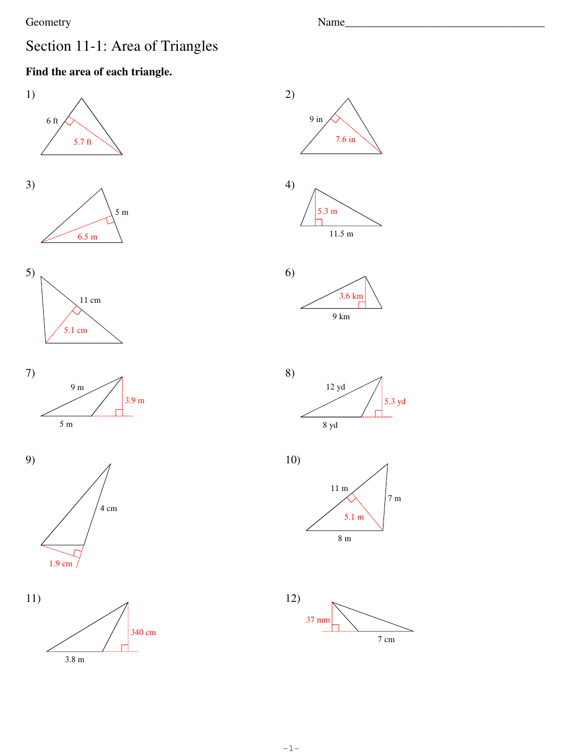Geometry

Name___________________________________

# Section 11-1: Area of Triangles

**Find the area of each triangle.**

1) 6 ft, 5.7 ft

2) 9 in, 7.6 in

3) 5 m, 6.5 m

4) 5.3 m, 11.5 m

5) 11 cm, 5.1 cm

6) 3.6 km, 9 km

7) 9 m, 3.9 m, 5 m

8) 12 yd, 5.3 yd, 8 yd

9) 4 cm, 1.9 cm

10) 11 m, 7 m, 5.1 m, 8 m

11) 340 cm, 3.8 m

12) 37 mm, 7 cm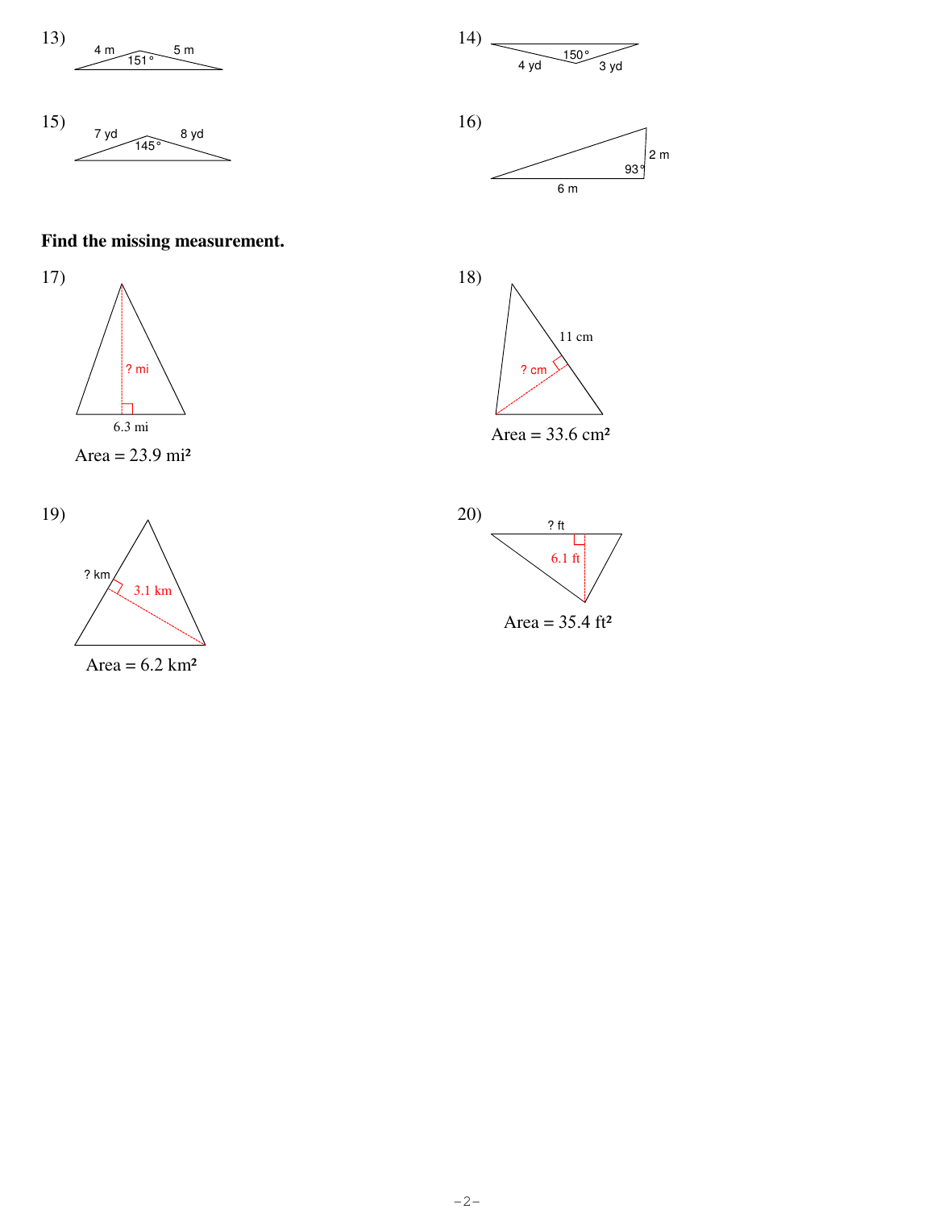13) 4 m, 5 m, 151°

14) 4 yd, 3 yd, 150°

15) 7 yd, 8 yd, 145°

16) 6 m, 2 m, 93°

**Find the missing measurement.**

17) ? mi, 6.3 mi

Area = 23.9 mi²

18) 11 cm, ? cm

Area = 33.6 cm²

19) ? km, 3.1 km

Area = 6.2 km²

20) ? ft, 6.1 ft

Area = 35.4 ft²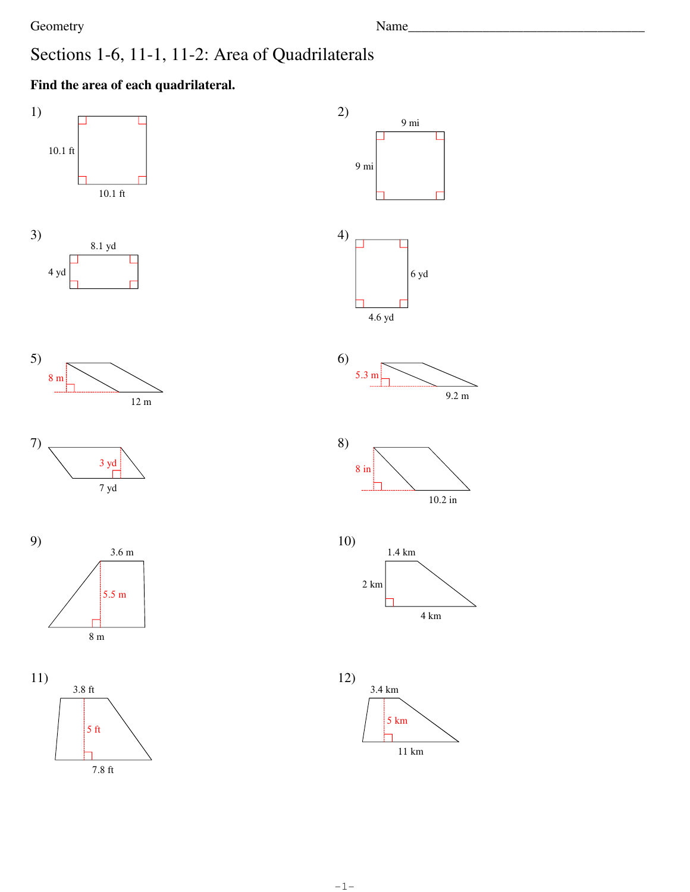Geometry

Name\_\_\_\_\_\_\_\_\_\_\_\_\_\_\_\_\_\_\_\_\_\_\_\_\_\_\_\_\_\_\_\_\_\_\_

# Sections 1-6, 11-1, 11-2: Area of Quadrilaterals

**Find the area of each quadrilateral.**

1) 10.1 ft, 10.1 ft

2) 9 mi, 9 mi

3) 8.1 yd, 4 yd

4) 6 yd, 4.6 yd

5) 8 m, 12 m

6) 5.3 m, 9.2 m

7) 3 yd, 7 yd

8) 8 in, 10.2 in

9) 3.6 m, 5.5 m, 8 m

10) 1.4 km, 2 km, 4 km

11) 3.8 ft, 5 ft, 7.8 ft

12) 3.4 km, 5 km, 11 km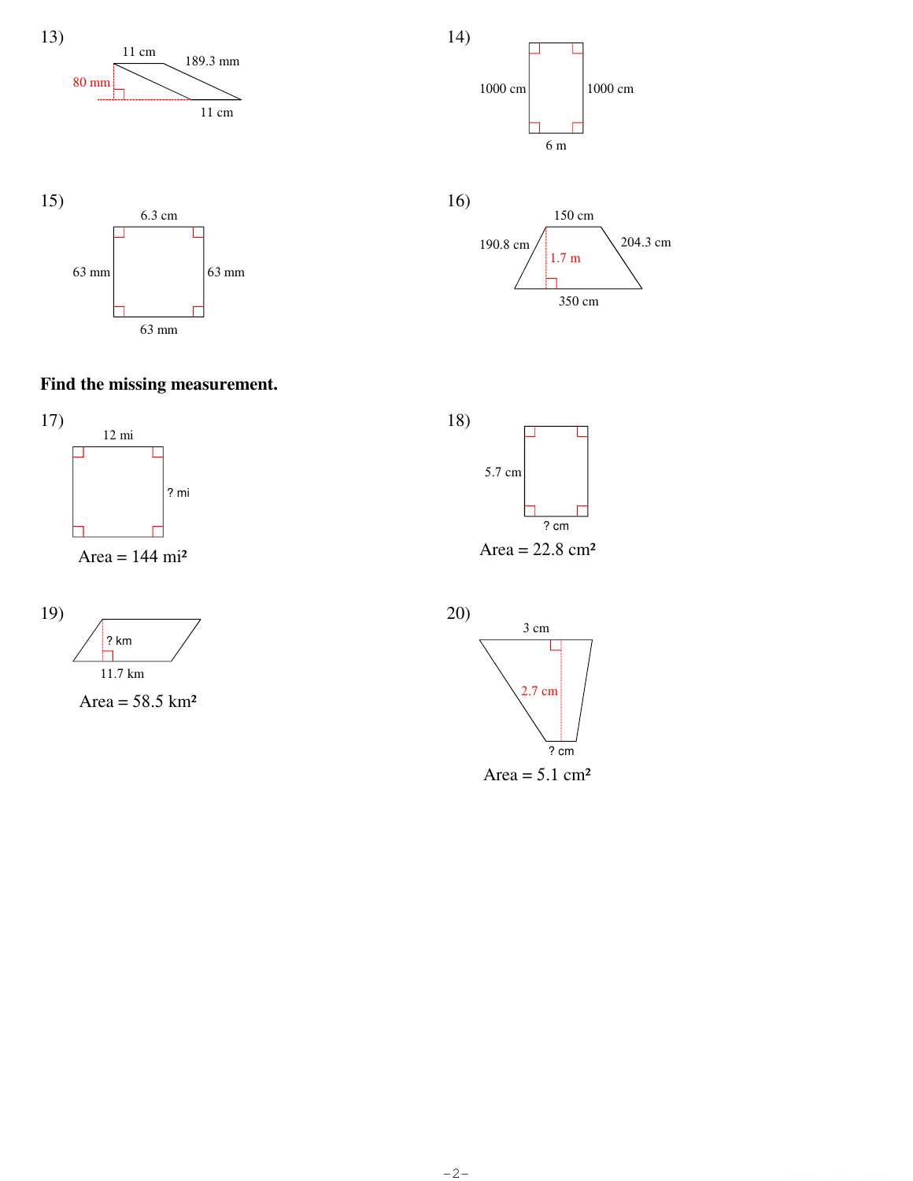13)

11 cm

189.3 mm

80 mm

11 cm

14)

1000 cm

1000 cm

6 m

15)

6.3 cm

63 mm

63 mm

63 mm

16)

150 cm

190.8 cm

204.3 cm

1.7 m

350 cm

**Find the missing measurement.**

17)

12 mi

? mi

Area = 144 mi²

18)

5.7 cm

? cm

Area = 22.8 cm²

19)

? km

11.7 km

Area = 58.5 km²

20)

3 cm

2.7 cm

? cm

Area = 5.1 cm²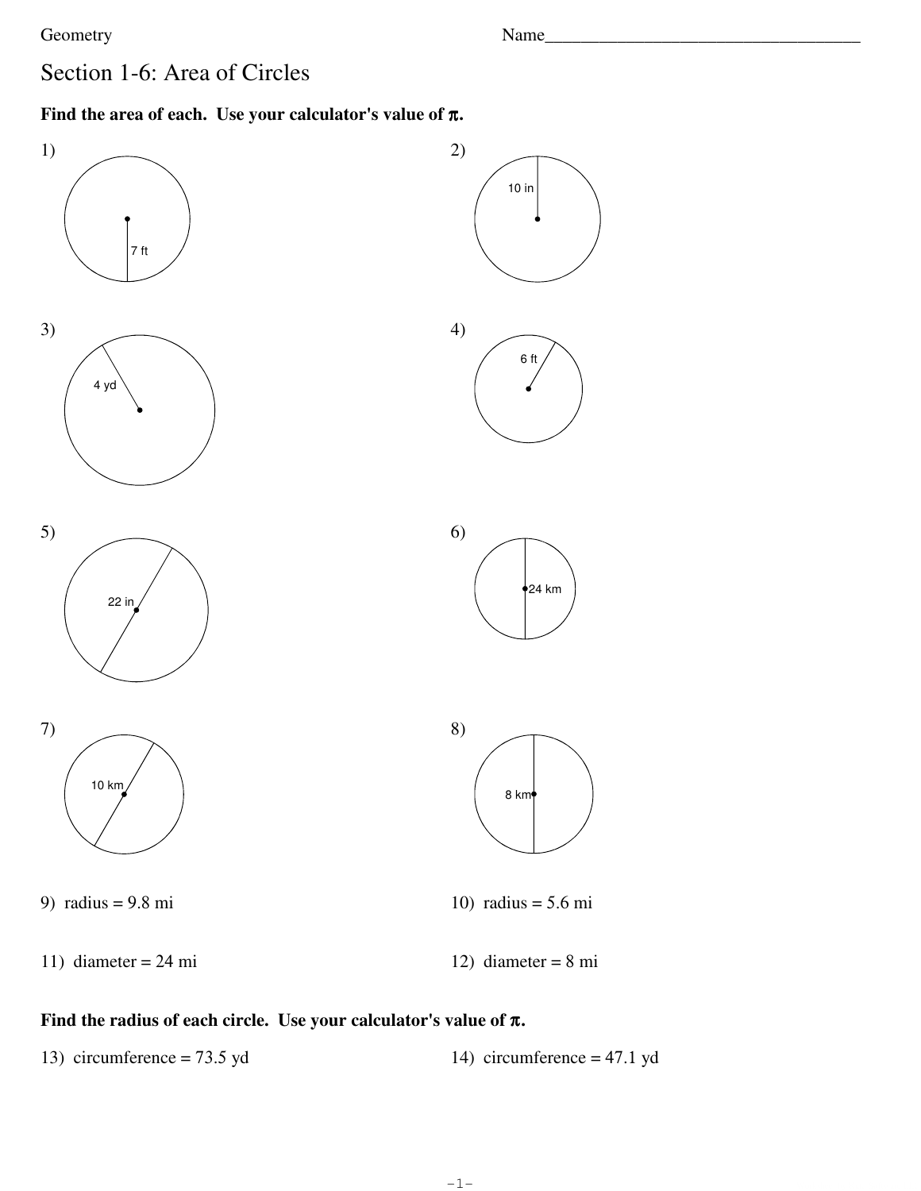Geometry

Name___________________________________

# Section 1-6: Area of Circles

**Find the area of each. Use your calculator's value of π.**

1) 7 ft

2) 10 in

3) 4 yd

4) 6 ft

5) 22 in

6) 24 km

7) 10 km

8) 8 km

9) radius = 9.8 mi

10) radius = 5.6 mi

11) diameter = 24 mi

12) diameter = 8 mi

**Find the radius of each circle. Use your calculator's value of π.**

13) circumference = 73.5 yd

14) circumference = 47.1 yd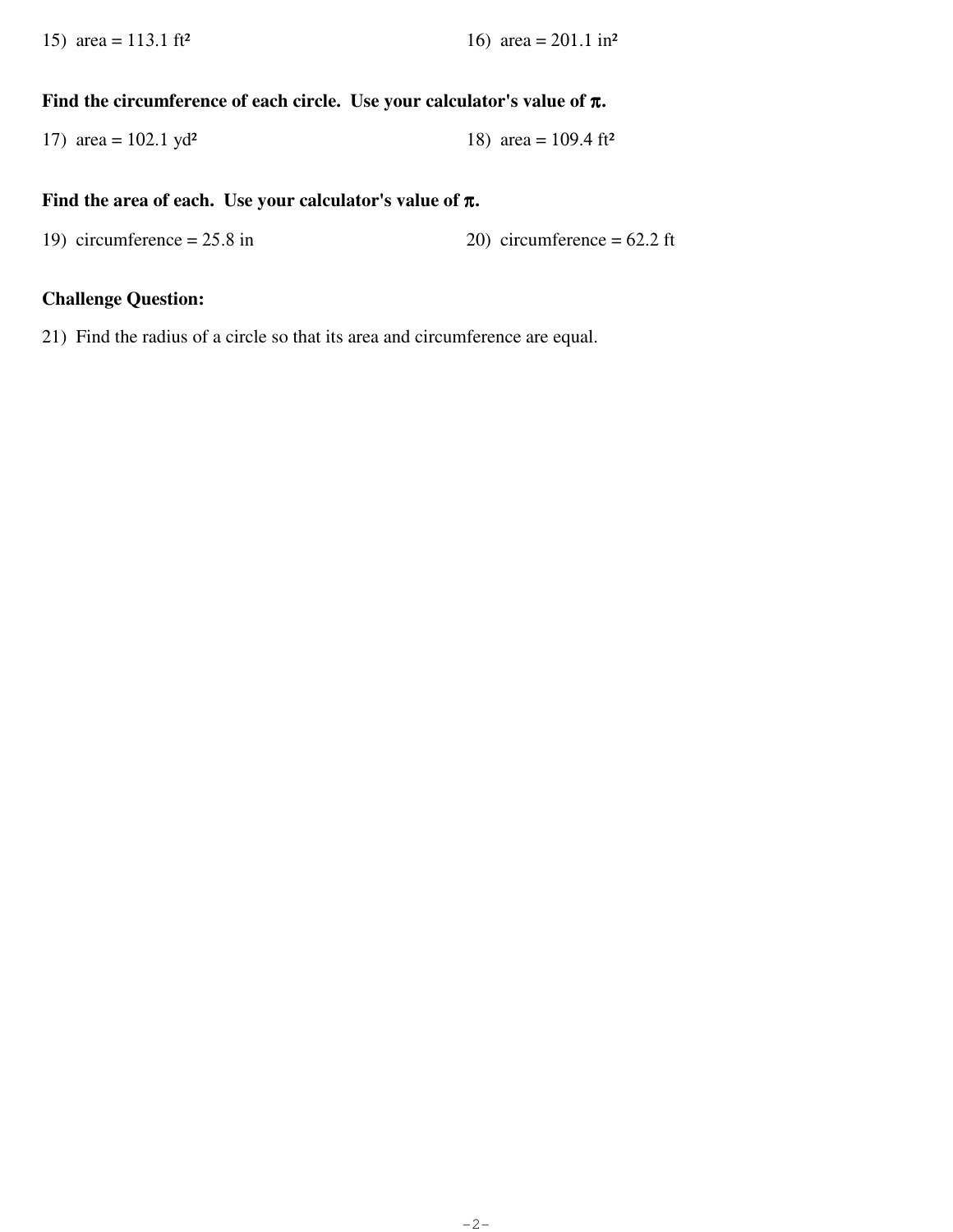15) area = 113.1 ft²

16) area = 201.1 in²

**Find the circumference of each circle. Use your calculator's value of $\pi$.**

17) area = 102.1 yd²

18) area = 109.4 ft²

**Find the area of each. Use your calculator's value of $\pi$.**

19) circumference = 25.8 in

20) circumference = 62.2 ft

**Challenge Question:**

21) Find the radius of a circle so that its area and circumference are equal.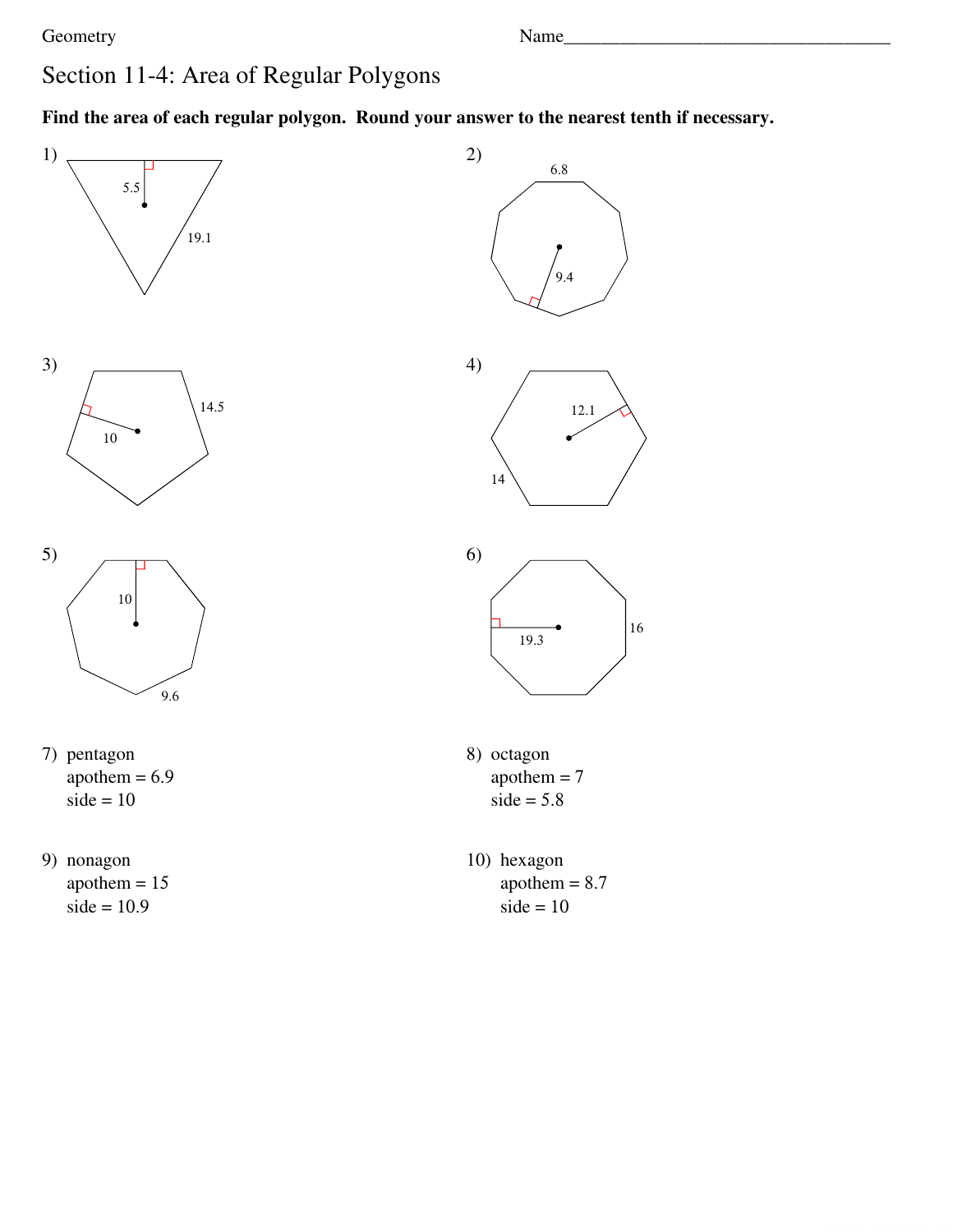Geometry Name___________________________________

# Section 11-4: Area of Regular Polygons

**Find the area of each regular polygon. Round your answer to the nearest tenth if necessary.**

1)

5.5

19.1

2)

6.8

9.4

3)

14.5

10

4)

12.1

14

5)

10

9.6

6)

16

19.3

7) pentagon
apothem = 6.9
side = 10

8) octagon
apothem = 7
side = 5.8

9) nonagon
apothem = 15
side = 10.9

10) hexagon
apothem = 8.7
side = 10